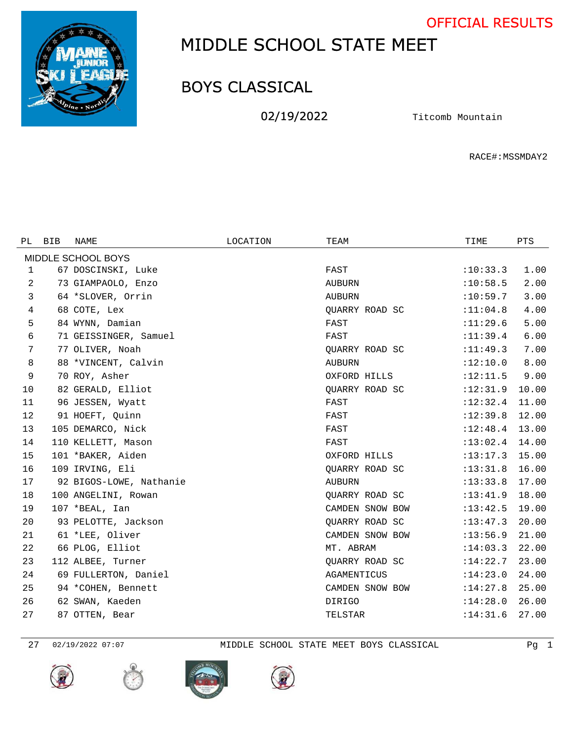OFFICIAL RESULTS

# MIDDLE SCHOOL STATE MEET

## BOYS CLASSICAL

02/19/2022 Titcomb Mountain

RACE#:MSSMDAY2

| PL | BIB | NAME | LOCATION | TEAM | TIME | PTS |
|---|---|---|---|---|---|---|
| MIDDLE SCHOOL BOYS | | | | | | |
| 1 | 67 | DOSCINSKI, Luke | | FAST | :10:33.3 | 1.00 |
| 2 | 73 | GIAMPAOLO, Enzo | | AUBURN | :10:58.5 | 2.00 |
| 3 | 64 | *SLOVER, Orrin | | AUBURN | :10:59.7 | 3.00 |
| 4 | 68 | COTE, Lex | | QUARRY ROAD SC | :11:04.8 | 4.00 |
| 5 | 84 | WYNN, Damian | | FAST | :11:29.6 | 5.00 |
| 6 | 71 | GEISSINGER, Samuel | | FAST | :11:39.4 | 6.00 |
| 7 | 77 | OLIVER, Noah | | QUARRY ROAD SC | :11:49.3 | 7.00 |
| 8 | 88 | *VINCENT, Calvin | | AUBURN | :12:10.0 | 8.00 |
| 9 | 70 | ROY, Asher | | OXFORD HILLS | :12:11.5 | 9.00 |
| 10 | 82 | GERALD, Elliot | | QUARRY ROAD SC | :12:31.9 | 10.00 |
| 11 | 96 | JESSEN, Wyatt | | FAST | :12:32.4 | 11.00 |
| 12 | 91 | HOEFT, Quinn | | FAST | :12:39.8 | 12.00 |
| 13 | 105 | DEMARCO, Nick | | FAST | :12:48.4 | 13.00 |
| 14 | 110 | KELLETT, Mason | | FAST | :13:02.4 | 14.00 |
| 15 | 101 | *BAKER, Aiden | | OXFORD HILLS | :13:17.3 | 15.00 |
| 16 | 109 | IRVING, Eli | | QUARRY ROAD SC | :13:31.8 | 16.00 |
| 17 | 92 | BIGOS-LOWE, Nathanie | | AUBURN | :13:33.8 | 17.00 |
| 18 | 100 | ANGELINI, Rowan | | QUARRY ROAD SC | :13:41.9 | 18.00 |
| 19 | 107 | *BEAL, Ian | | CAMDEN SNOW BOW | :13:42.5 | 19.00 |
| 20 | 93 | PELOTTE, Jackson | | QUARRY ROAD SC | :13:47.3 | 20.00 |
| 21 | 61 | *LEE, Oliver | | CAMDEN SNOW BOW | :13:56.9 | 21.00 |
| 22 | 66 | PLOG, Elliot | | MT. ABRAM | :14:03.3 | 22.00 |
| 23 | 112 | ALBEE, Turner | | QUARRY ROAD SC | :14:22.7 | 23.00 |
| 24 | 69 | FULLERTON, Daniel | | AGAMENTICUS | :14:23.0 | 24.00 |
| 25 | 94 | *COHEN, Bennett | | CAMDEN SNOW BOW | :14:27.8 | 25.00 |
| 26 | 62 | SWAN, Kaeden | | DIRIGO | :14:28.0 | 26.00 |
| 27 | 87 | OTTEN, Bear | | TELSTAR | :14:31.6 | 27.00 |

27 02/19/2022 07:07 MIDDLE SCHOOL STATE MEET BOYS CLASSICAL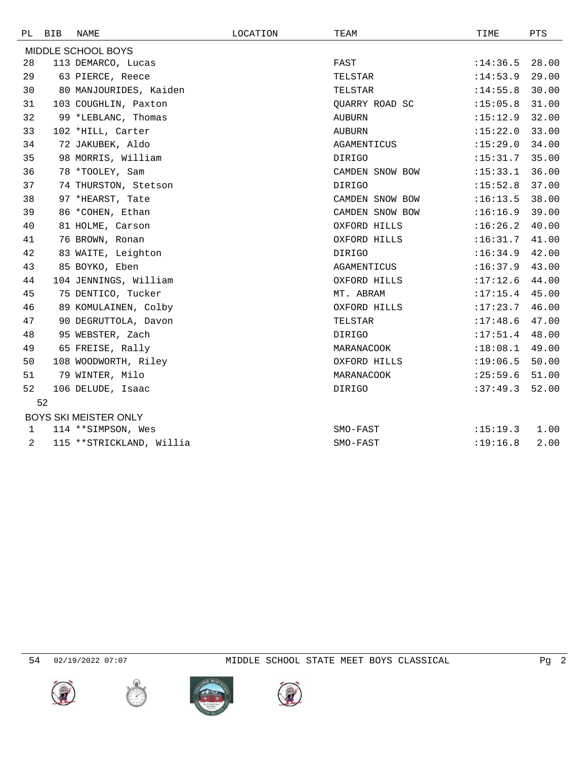| PL | BIB | NAME | LOCATION | TEAM | TIME | PTS |
|---|---|---|---|---|---|---|
| MIDDLE SCHOOL BOYS | | | | | | |
| 28 | 113 | DEMARCO, Lucas | | FAST | :14:36.5 | 28.00 |
| 29 | 63 | PIERCE, Reece | | TELSTAR | :14:53.9 | 29.00 |
| 30 | 80 | MANJOURIDES, Kaiden | | TELSTAR | :14:55.8 | 30.00 |
| 31 | 103 | COUGHLIN, Paxton | | QUARRY ROAD SC | :15:05.8 | 31.00 |
| 32 | 99 | *LEBLANC, Thomas | | AUBURN | :15:12.9 | 32.00 |
| 33 | 102 | *HILL, Carter | | AUBURN | :15:22.0 | 33.00 |
| 34 | 72 | JAKUBEK, Aldo | | AGAMENTICUS | :15:29.0 | 34.00 |
| 35 | 98 | MORRIS, William | | DIRIGO | :15:31.7 | 35.00 |
| 36 | 78 | *TOOLEY, Sam | | CAMDEN SNOW BOW | :15:33.1 | 36.00 |
| 37 | 74 | THURSTON, Stetson | | DIRIGO | :15:52.8 | 37.00 |
| 38 | 97 | *HEARST, Tate | | CAMDEN SNOW BOW | :16:13.5 | 38.00 |
| 39 | 86 | *COHEN, Ethan | | CAMDEN SNOW BOW | :16:16.9 | 39.00 |
| 40 | 81 | HOLME, Carson | | OXFORD HILLS | :16:26.2 | 40.00 |
| 41 | 76 | BROWN, Ronan | | OXFORD HILLS | :16:31.7 | 41.00 |
| 42 | 83 | WAITE, Leighton | | DIRIGO | :16:34.9 | 42.00 |
| 43 | 85 | BOYKO, Eben | | AGAMENTICUS | :16:37.9 | 43.00 |
| 44 | 104 | JENNINGS, William | | OXFORD HILLS | :17:12.6 | 44.00 |
| 45 | 75 | DENTICO, Tucker | | MT. ABRAM | :17:15.4 | 45.00 |
| 46 | 89 | KOMULAINEN, Colby | | OXFORD HILLS | :17:23.7 | 46.00 |
| 47 | 90 | DEGRUTTOLA, Davon | | TELSTAR | :17:48.6 | 47.00 |
| 48 | 95 | WEBSTER, Zach | | DIRIGO | :17:51.4 | 48.00 |
| 49 | 65 | FREISE, Rally | | MARANACOOK | :18:08.1 | 49.00 |
| 50 | 108 | WOODWORTH, Riley | | OXFORD HILLS | :19:06.5 | 50.00 |
| 51 | 79 | WINTER, Milo | | MARANACOOK | :25:59.6 | 51.00 |
| 52 | 106 | DELUDE, Isaac | | DIRIGO | :37:49.3 | 52.00 |
| | 52 | | | | | |
| BOYS SKI MEISTER ONLY | | | | | | |
| 1 | 114 | **SIMPSON, Wes | | SMO-FAST | :15:19.3 | 1.00 |
| 2 | 115 | **STRICKLAND, Willia | | SMO-FAST | :19:16.8 | 2.00 |

54 02/19/2022 07:07 MIDDLE SCHOOL STATE MEET BOYS CLASSICAL